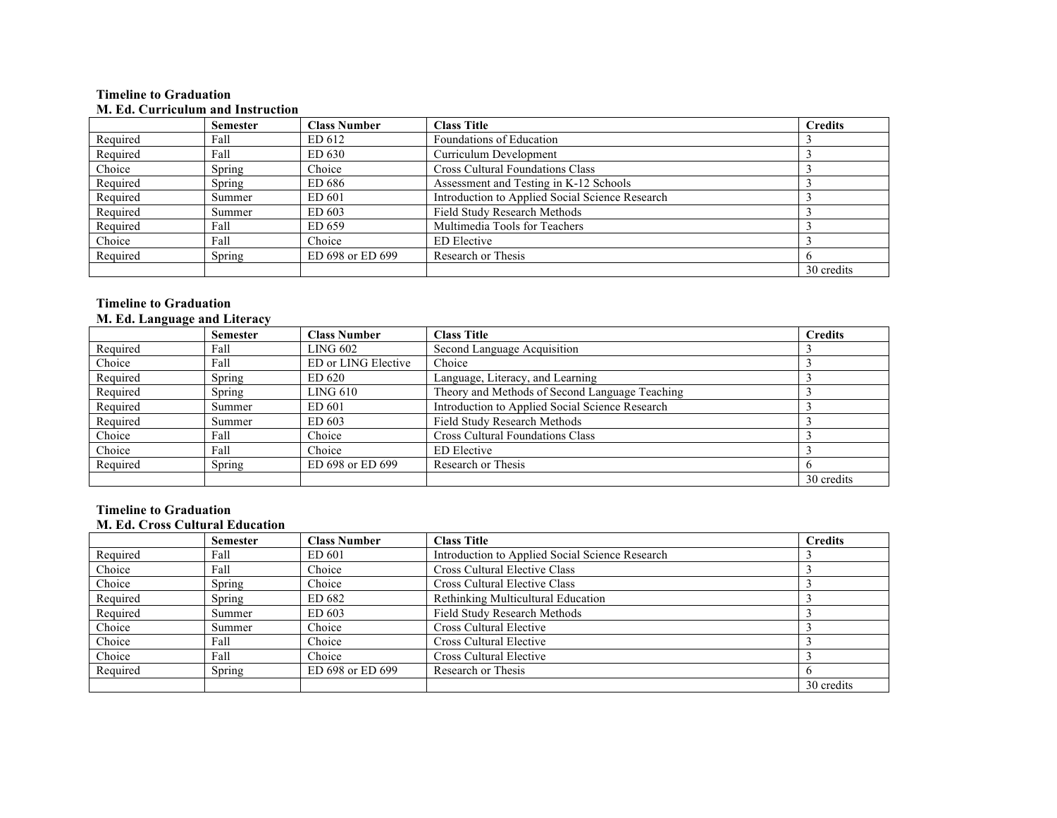**Timeline to Graduation**
**M. Ed. Curriculum and Instruction**

| | Semester | Class Number | Class Title | Credits |
|---|---|---|---|---|
| Required | Fall | ED 612 | Foundations of Education | 3 |
| Required | Fall | ED 630 | Curriculum Development | 3 |
| Choice | Spring | Choice | Cross Cultural Foundations Class | 3 |
| Required | Spring | ED 686 | Assessment and Testing in K-12 Schools | 3 |
| Required | Summer | ED 601 | Introduction to Applied Social Science Research | 3 |
| Required | Summer | ED 603 | Field Study Research Methods | 3 |
| Required | Fall | ED 659 | Multimedia Tools for Teachers | 3 |
| Choice | Fall | Choice | ED Elective | 3 |
| Required | Spring | ED 698 or ED 699 | Research or Thesis | 6 |
| | | | | 30 credits |

**Timeline to Graduation**
**M. Ed. Language and Literacy**

| | Semester | Class Number | Class Title | Credits |
|---|---|---|---|---|
| Required | Fall | LING 602 | Second Language Acquisition | 3 |
| Choice | Fall | ED or LING Elective | Choice | 3 |
| Required | Spring | ED 620 | Language, Literacy, and Learning | 3 |
| Required | Spring | LING 610 | Theory and Methods of Second Language Teaching | 3 |
| Required | Summer | ED 601 | Introduction to Applied Social Science Research | 3 |
| Required | Summer | ED 603 | Field Study Research Methods | 3 |
| Choice | Fall | Choice | Cross Cultural Foundations Class | 3 |
| Choice | Fall | Choice | ED Elective | 3 |
| Required | Spring | ED 698 or ED 699 | Research or Thesis | 6 |
| | | | | 30 credits |

**Timeline to Graduation**
**M. Ed. Cross Cultural Education**

| | Semester | Class Number | Class Title | Credits |
|---|---|---|---|---|
| Required | Fall | ED 601 | Introduction to Applied Social Science Research | 3 |
| Choice | Fall | Choice | Cross Cultural Elective Class | 3 |
| Choice | Spring | Choice | Cross Cultural Elective Class | 3 |
| Required | Spring | ED 682 | Rethinking Multicultural Education | 3 |
| Required | Summer | ED 603 | Field Study Research Methods | 3 |
| Choice | Summer | Choice | Cross Cultural Elective | 3 |
| Choice | Fall | Choice | Cross Cultural Elective | 3 |
| Choice | Fall | Choice | Cross Cultural Elective | 3 |
| Required | Spring | ED 698 or ED 699 | Research or Thesis | 6 |
| | | | | 30 credits |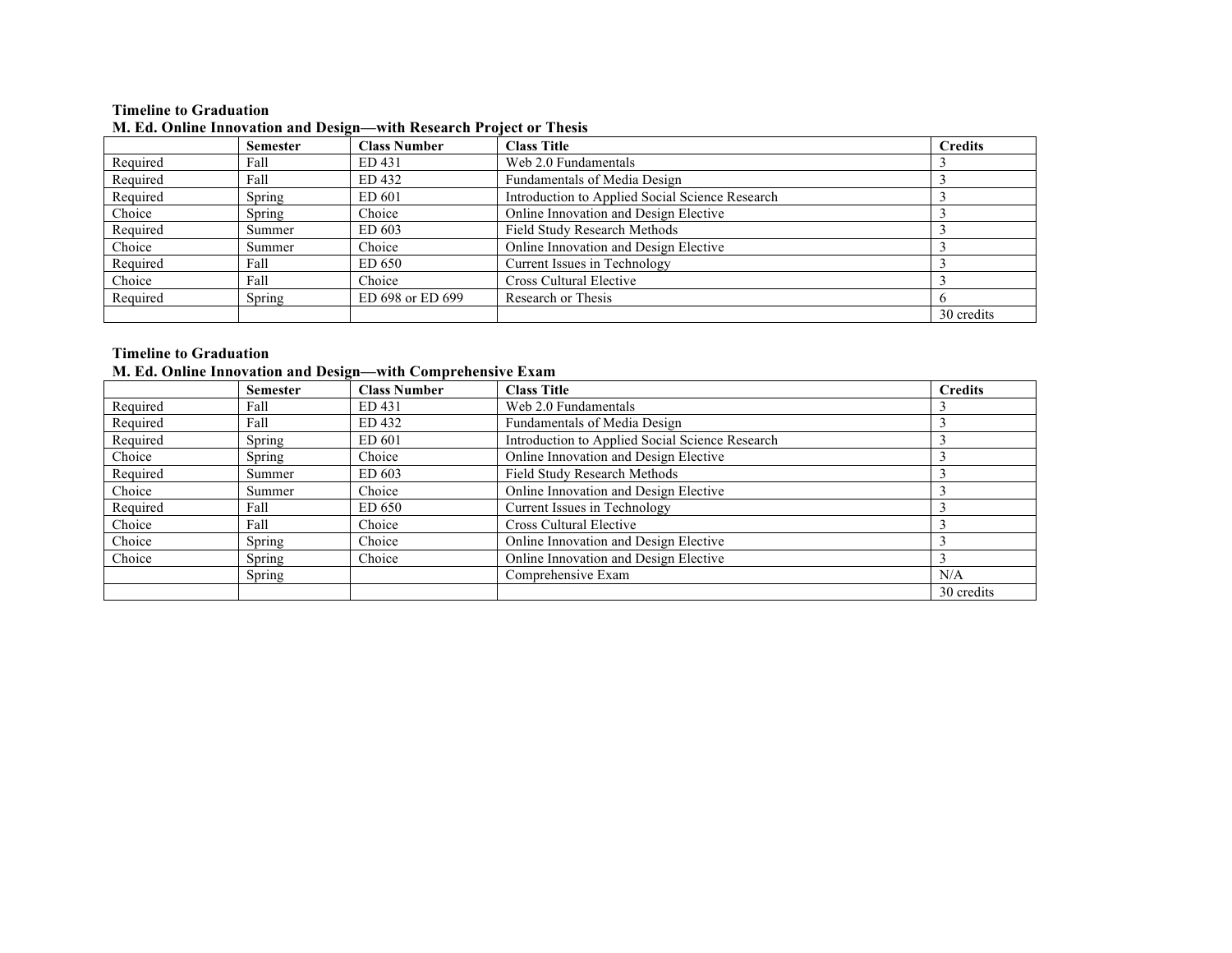**Timeline to Graduation**

**M. Ed. Online Innovation and Design—with Research Project or Thesis**

| | **Semester** | **Class Number** | **Class Title** | **Credits** |
|---|---|---|---|---|
| Required | Fall | ED 431 | Web 2.0 Fundamentals | 3 |
| Required | Fall | ED 432 | Fundamentals of Media Design | 3 |
| Required | Spring | ED 601 | Introduction to Applied Social Science Research | 3 |
| Choice | Spring | Choice | Online Innovation and Design Elective | 3 |
| Required | Summer | ED 603 | Field Study Research Methods | 3 |
| Choice | Summer | Choice | Online Innovation and Design Elective | 3 |
| Required | Fall | ED 650 | Current Issues in Technology | 3 |
| Choice | Fall | Choice | Cross Cultural Elective | 3 |
| Required | Spring | ED 698 or ED 699 | Research or Thesis | 6 |
| | | | | 30 credits |

**Timeline to Graduation**

**M. Ed. Online Innovation and Design—with Comprehensive Exam**

| | **Semester** | **Class Number** | **Class Title** | **Credits** |
|---|---|---|---|---|
| Required | Fall | ED 431 | Web 2.0 Fundamentals | 3 |
| Required | Fall | ED 432 | Fundamentals of Media Design | 3 |
| Required | Spring | ED 601 | Introduction to Applied Social Science Research | 3 |
| Choice | Spring | Choice | Online Innovation and Design Elective | 3 |
| Required | Summer | ED 603 | Field Study Research Methods | 3 |
| Choice | Summer | Choice | Online Innovation and Design Elective | 3 |
| Required | Fall | ED 650 | Current Issues in Technology | 3 |
| Choice | Fall | Choice | Cross Cultural Elective | 3 |
| Choice | Spring | Choice | Online Innovation and Design Elective | 3 |
| Choice | Spring | Choice | Online Innovation and Design Elective | 3 |
| | Spring | | Comprehensive Exam | N/A |
| | | | | 30 credits |